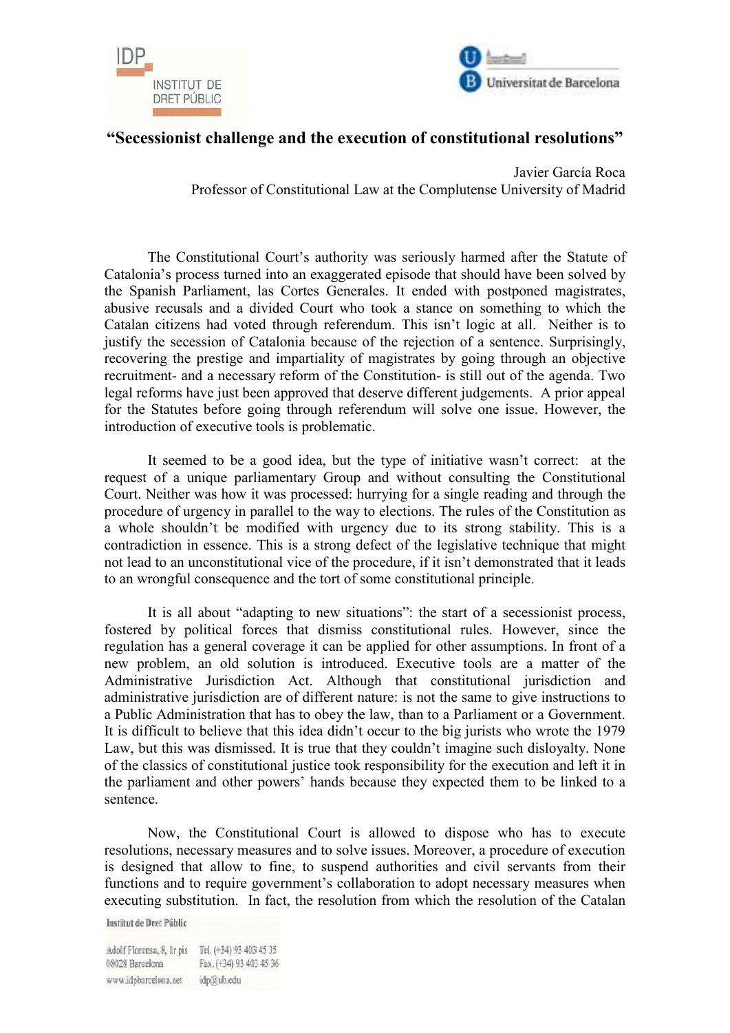# "Secessionist challenge and the execution of constitutional resolutions"

Javier García Roca
Professor of Constitutional Law at the Complutense University of Madrid

The Constitutional Court's authority was seriously harmed after the Statute of Catalonia's process turned into an exaggerated episode that should have been solved by the Spanish Parliament, las Cortes Generales. It ended with postponed magistrates, abusive recusals and a divided Court who took a stance on something to which the Catalan citizens had voted through referendum. This isn't logic at all. Neither is to justify the secession of Catalonia because of the rejection of a sentence. Surprisingly, recovering the prestige and impartiality of magistrates by going through an objective recruitment- and a necessary reform of the Constitution- is still out of the agenda. Two legal reforms have just been approved that deserve different judgements. A prior appeal for the Statutes before going through referendum will solve one issue. However, the introduction of executive tools is problematic.

It seemed to be a good idea, but the type of initiative wasn't correct: at the request of a unique parliamentary Group and without consulting the Constitutional Court. Neither was how it was processed: hurrying for a single reading and through the procedure of urgency in parallel to the way to elections. The rules of the Constitution as a whole shouldn't be modified with urgency due to its strong stability. This is a contradiction in essence. This is a strong defect of the legislative technique that might not lead to an unconstitutional vice of the procedure, if it isn't demonstrated that it leads to an wrongful consequence and the tort of some constitutional principle.

It is all about "adapting to new situations": the start of a secessionist process, fostered by political forces that dismiss constitutional rules. However, since the regulation has a general coverage it can be applied for other assumptions. In front of a new problem, an old solution is introduced. Executive tools are a matter of the Administrative Jurisdiction Act. Although that constitutional jurisdiction and administrative jurisdiction are of different nature: is not the same to give instructions to a Public Administration that has to obey the law, than to a Parliament or a Government. It is difficult to believe that this idea didn't occur to the big jurists who wrote the 1979 Law, but this was dismissed. It is true that they couldn't imagine such disloyalty. None of the classics of constitutional justice took responsibility for the execution and left it in the parliament and other powers' hands because they expected them to be linked to a sentence.

Now, the Constitutional Court is allowed to dispose who has to execute resolutions, necessary measures and to solve issues. Moreover, a procedure of execution is designed that allow to fine, to suspend authorities and civil servants from their functions and to require government's collaboration to adopt necessary measures when executing substitution. In fact, the resolution from which the resolution of the Catalan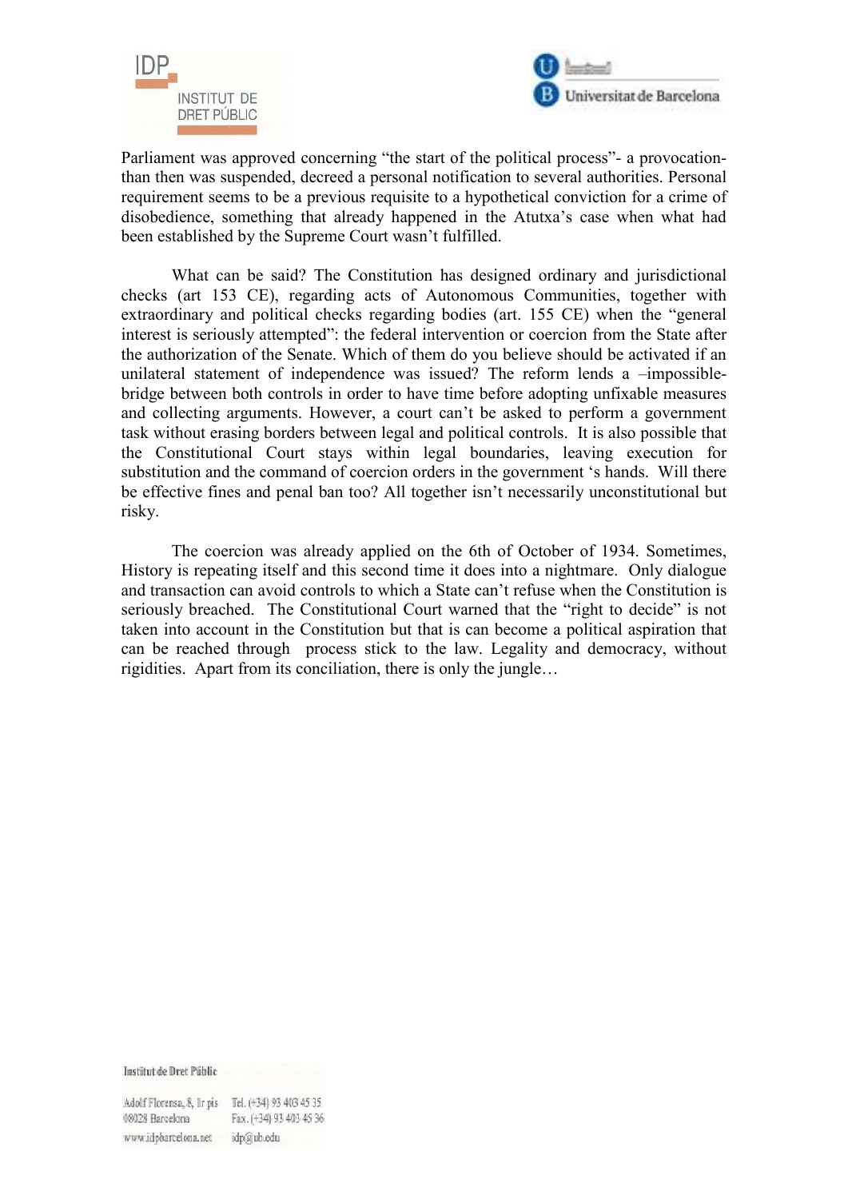Parliament was approved concerning "the start of the political process"- a provocation- than then was suspended, decreed a personal notification to several authorities. Personal requirement seems to be a previous requisite to a hypothetical conviction for a crime of disobedience, something that already happened in the Atutxa's case when what had been established by the Supreme Court wasn't fulfilled.

What can be said? The Constitution has designed ordinary and jurisdictional checks (art 153 CE), regarding acts of Autonomous Communities, together with extraordinary and political checks regarding bodies (art. 155 CE) when the "general interest is seriously attempted": the federal intervention or coercion from the State after the authorization of the Senate. Which of them do you believe should be activated if an unilateral statement of independence was issued? The reform lends a –impossible- bridge between both controls in order to have time before adopting unfixable measures and collecting arguments. However, a court can't be asked to perform a government task without erasing borders between legal and political controls. It is also possible that the Constitutional Court stays within legal boundaries, leaving execution for substitution and the command of coercion orders in the government 's hands. Will there be effective fines and penal ban too? All together isn't necessarily unconstitutional but risky.

The coercion was already applied on the 6th of October of 1934. Sometimes, History is repeating itself and this second time it does into a nightmare. Only dialogue and transaction can avoid controls to which a State can't refuse when the Constitution is seriously breached. The Constitutional Court warned that the "right to decide" is not taken into account in the Constitution but that is can become a political aspiration that can be reached through process stick to the law. Legality and democracy, without rigidities. Apart from its conciliation, there is only the jungle…